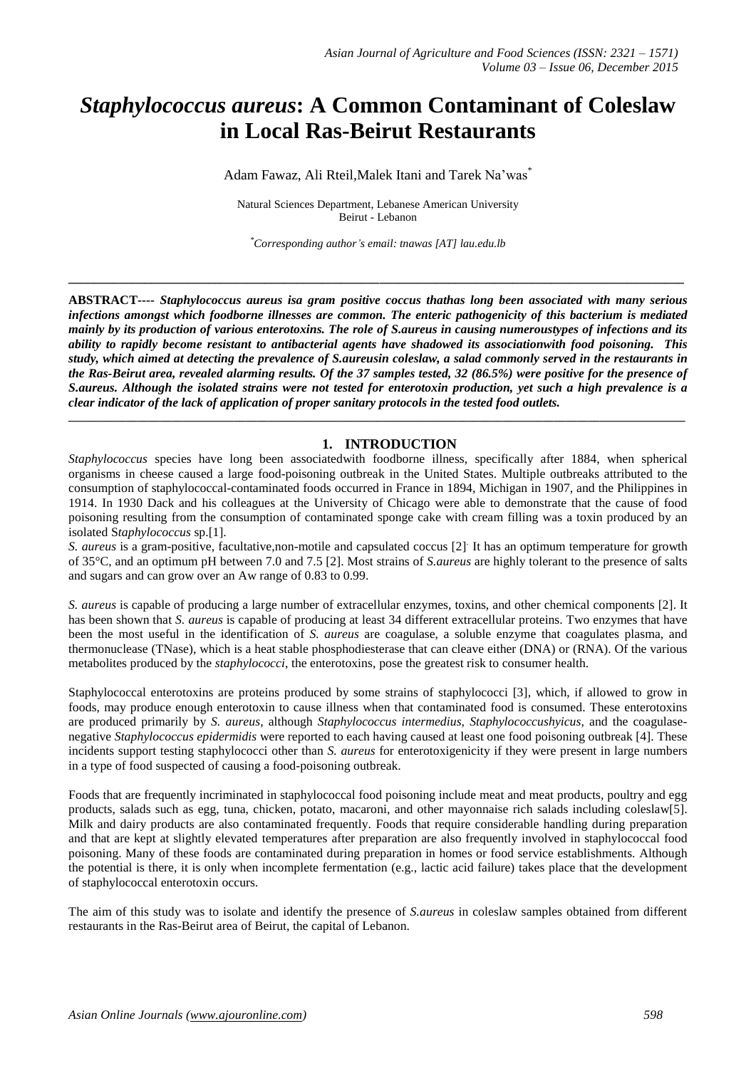# *Staphylococcus aureus*: A Common Contaminant of Coleslaw in Local Ras-Beirut Restaurants

Adam Fawaz, Ali Rteil,Malek Itani and Tarek Na'was[*]

Natural Sciences Department, Lebanese American University
Beirut - Lebanon

[*]*Corresponding author's email: tnawas [AT] lau.edu.lb*

---

**ABSTRACT---- *Staphylococcus aureus isa gram positive coccus thathas long been associated with many serious infections amongst which foodborne illnesses are common. The enteric pathogenicity of this bacterium is mediated mainly by its production of various enterotoxins. The role of S.aureus in causing numeroustypes of infections and its ability to rapidly become resistant to antibacterial agents have shadowed its associationwith food poisoning. This study, which aimed at detecting the prevalence of S.aureusin coleslaw, a salad commonly served in the restaurants in the Ras-Beirut area, revealed alarming results. Of the 37 samples tested, 32 (86.5%) were positive for the presence of S.aureus. Although the isolated strains were not tested for enterotoxin production, yet such a high prevalence is a clear indicator of the lack of application of proper sanitary protocols in the tested food outlets.***

---

## 1. INTRODUCTION

*Staphylococcus* species have long been associatedwith foodborne illness, specifically after 1884, when spherical organisms in cheese caused a large food-poisoning outbreak in the United States. Multiple outbreaks attributed to the consumption of staphylococcal-contaminated foods occurred in France in 1894, Michigan in 1907, and the Philippines in 1914. In 1930 Dack and his colleagues at the University of Chicago were able to demonstrate that the cause of food poisoning resulting from the consumption of contaminated sponge cake with cream filling was a toxin produced by an isolated S*taphylococcus* sp.[1].

*S. aureus* is a gram-positive, facultative,non-motile and capsulated coccus [2]. It has an optimum temperature for growth of 35°C, and an optimum pH between 7.0 and 7.5 [2]. Most strains of *S.aureus* are highly tolerant to the presence of salts and sugars and can grow over an Aw range of 0.83 to 0.99.

*S. aureus* is capable of producing a large number of extracellular enzymes, toxins, and other chemical components [2]. It has been shown that *S. aureus* is capable of producing at least 34 different extracellular proteins. Two enzymes that have been the most useful in the identification of *S. aureus* are coagulase, a soluble enzyme that coagulates plasma, and thermonuclease (TNase), which is a heat stable phosphodiesterase that can cleave either (DNA) or (RNA). Of the various metabolites produced by the *staphylococci*, the enterotoxins, pose the greatest risk to consumer health.

Staphylococcal enterotoxins are proteins produced by some strains of staphylococci [3], which, if allowed to grow in foods, may produce enough enterotoxin to cause illness when that contaminated food is consumed. These enterotoxins are produced primarily by *S. aureus*, although *Staphylococcus intermedius*, *Staphylococcushyicus*, and the coagulase-negative *Staphylococcus epidermidis* were reported to each having caused at least one food poisoning outbreak [4]. These incidents support testing staphylococci other than *S. aureus* for enterotoxigenicity if they were present in large numbers in a type of food suspected of causing a food-poisoning outbreak.

Foods that are frequently incriminated in staphylococcal food poisoning include meat and meat products, poultry and egg products, salads such as egg, tuna, chicken, potato, macaroni, and other mayonnaise rich salads including coleslaw[5]. Milk and dairy products are also contaminated frequently. Foods that require considerable handling during preparation and that are kept at slightly elevated temperatures after preparation are also frequently involved in staphylococcal food poisoning. Many of these foods are contaminated during preparation in homes or food service establishments. Although the potential is there, it is only when incomplete fermentation (e.g., lactic acid failure) takes place that the development of staphylococcal enterotoxin occurs.

The aim of this study was to isolate and identify the presence of *S.aureus* in coleslaw samples obtained from different restaurants in the Ras-Beirut area of Beirut, the capital of Lebanon.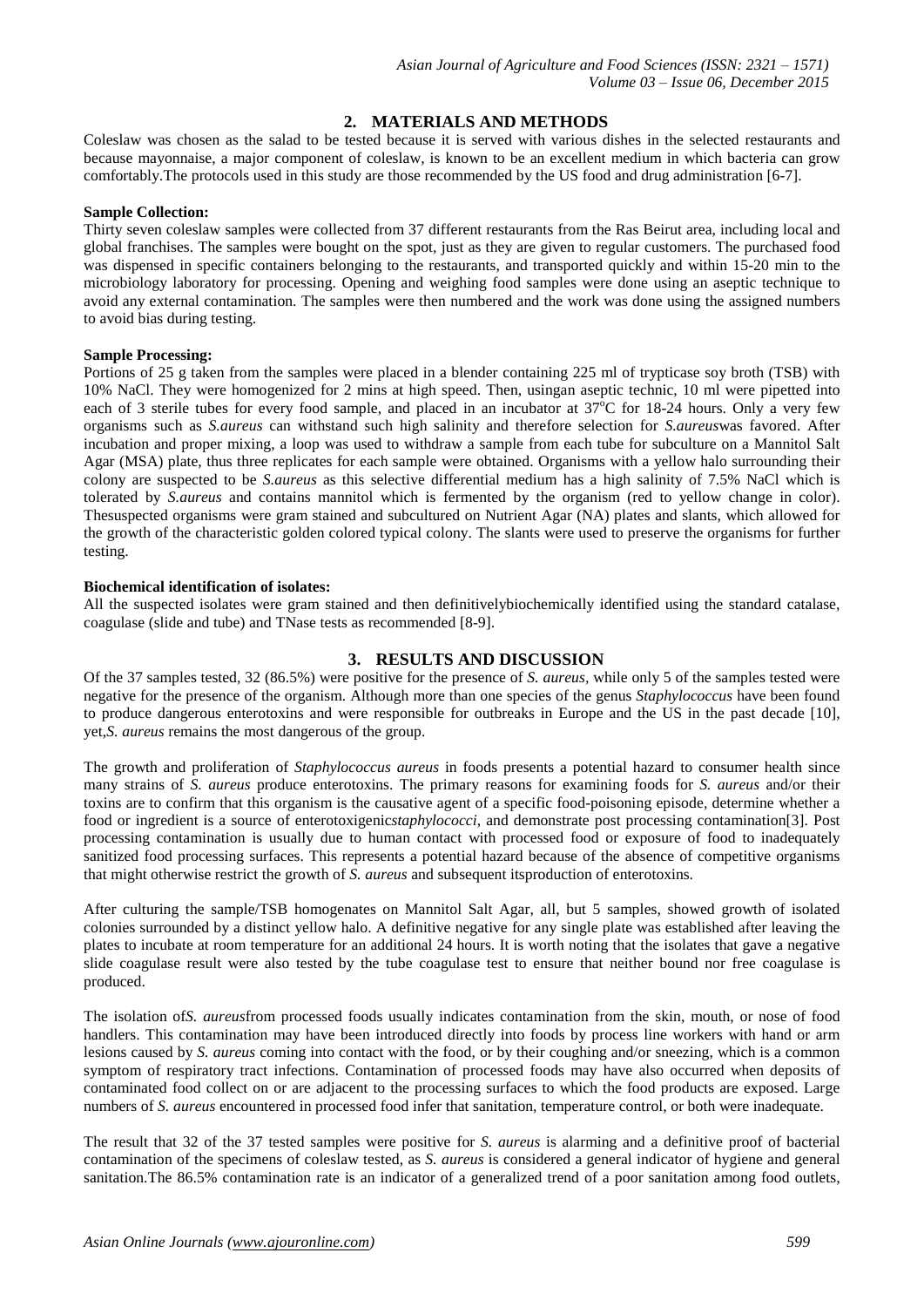## 2. MATERIALS AND METHODS

Coleslaw was chosen as the salad to be tested because it is served with various dishes in the selected restaurants and because mayonnaise, a major component of coleslaw, is known to be an excellent medium in which bacteria can grow comfortably.The protocols used in this study are those recommended by the US food and drug administration [6-7].

**Sample Collection:**

Thirty seven coleslaw samples were collected from 37 different restaurants from the Ras Beirut area, including local and global franchises. The samples were bought on the spot, just as they are given to regular customers. The purchased food was dispensed in specific containers belonging to the restaurants, and transported quickly and within 15-20 min to the microbiology laboratory for processing. Opening and weighing food samples were done using an aseptic technique to avoid any external contamination. The samples were then numbered and the work was done using the assigned numbers to avoid bias during testing.

**Sample Processing:**

Portions of 25 g taken from the samples were placed in a blender containing 225 ml of trypticase soy broth (TSB) with 10% NaCl. They were homogenized for 2 mins at high speed. Then, usingan aseptic technic, 10 ml were pipetted into each of 3 sterile tubes for every food sample, and placed in an incubator at 37$^{o}$C for 18-24 hours. Only a very few organisms such as *S.aureus* can withstand such high salinity and therefore selection for *S.aureus*was favored. After incubation and proper mixing, a loop was used to withdraw a sample from each tube for subculture on a Mannitol Salt Agar (MSA) plate, thus three replicates for each sample were obtained. Organisms with a yellow halo surrounding their colony are suspected to be *S.aureus* as this selective differential medium has a high salinity of 7.5% NaCl which is tolerated by *S.aureus* and contains mannitol which is fermented by the organism (red to yellow change in color). Thesuspected organisms were gram stained and subcultured on Nutrient Agar (NA) plates and slants, which allowed for the growth of the characteristic golden colored typical colony. The slants were used to preserve the organisms for further testing.

**Biochemical identification of isolates:**

All the suspected isolates were gram stained and then definitivelybiochemically identified using the standard catalase, coagulase (slide and tube) and TNase tests as recommended [8-9].

## 3. RESULTS AND DISCUSSION

Of the 37 samples tested, 32 (86.5%) were positive for the presence of *S. aureus*, while only 5 of the samples tested were negative for the presence of the organism. Although more than one species of the genus *Staphylococcus* have been found to produce dangerous enterotoxins and were responsible for outbreaks in Europe and the US in the past decade [10], yet,*S. aureus* remains the most dangerous of the group.

The growth and proliferation of *Staphylococcus aureus* in foods presents a potential hazard to consumer health since many strains of *S. aureus* produce enterotoxins. The primary reasons for examining foods for *S. aureus* and/or their toxins are to confirm that this organism is the causative agent of a specific food-poisoning episode, determine whether a food or ingredient is a source of enterotoxigenic*staphylococci*, and demonstrate post processing contamination[3]. Post processing contamination is usually due to human contact with processed food or exposure of food to inadequately sanitized food processing surfaces. This represents a potential hazard because of the absence of competitive organisms that might otherwise restrict the growth of *S. aureus* and subsequent itsproduction of enterotoxins.

After culturing the sample/TSB homogenates on Mannitol Salt Agar, all, but 5 samples, showed growth of isolated colonies surrounded by a distinct yellow halo. A definitive negative for any single plate was established after leaving the plates to incubate at room temperature for an additional 24 hours. It is worth noting that the isolates that gave a negative slide coagulase result were also tested by the tube coagulase test to ensure that neither bound nor free coagulase is produced.

The isolation of*S. aureus*from processed foods usually indicates contamination from the skin, mouth, or nose of food handlers. This contamination may have been introduced directly into foods by process line workers with hand or arm lesions caused by *S. aureus* coming into contact with the food, or by their coughing and/or sneezing, which is a common symptom of respiratory tract infections. Contamination of processed foods may have also occurred when deposits of contaminated food collect on or are adjacent to the processing surfaces to which the food products are exposed. Large numbers of *S. aureus* encountered in processed food infer that sanitation, temperature control, or both were inadequate.

The result that 32 of the 37 tested samples were positive for *S. aureus* is alarming and a definitive proof of bacterial contamination of the specimens of coleslaw tested, as *S. aureus* is considered a general indicator of hygiene and general sanitation.The 86.5% contamination rate is an indicator of a generalized trend of a poor sanitation among food outlets,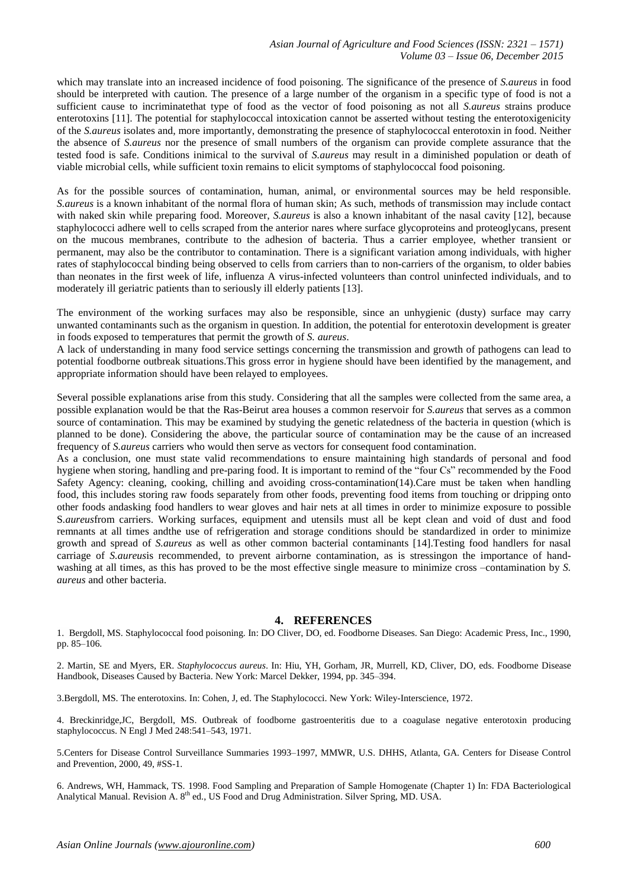which may translate into an increased incidence of food poisoning. The significance of the presence of *S.aureus* in food should be interpreted with caution. The presence of a large number of the organism in a specific type of food is not a sufficient cause to incriminatethat type of food as the vector of food poisoning as not all *S.aureus* strains produce enterotoxins [11]. The potential for staphylococcal intoxication cannot be asserted without testing the enterotoxigenicity of the *S.aureus* isolates and, more importantly, demonstrating the presence of staphylococcal enterotoxin in food. Neither the absence of *S.aureus* nor the presence of small numbers of the organism can provide complete assurance that the tested food is safe. Conditions inimical to the survival of *S.aureus* may result in a diminished population or death of viable microbial cells, while sufficient toxin remains to elicit symptoms of staphylococcal food poisoning.

As for the possible sources of contamination, human, animal, or environmental sources may be held responsible. *S.aureus* is a known inhabitant of the normal flora of human skin; As such, methods of transmission may include contact with naked skin while preparing food. Moreover, *S.aureus* is also a known inhabitant of the nasal cavity [12], because staphylococci adhere well to cells scraped from the anterior nares where surface glycoproteins and proteoglycans, present on the mucous membranes, contribute to the adhesion of bacteria. Thus a carrier employee, whether transient or permanent, may also be the contributor to contamination. There is a significant variation among individuals, with higher rates of staphylococcal binding being observed to cells from carriers than to non-carriers of the organism, to older babies than neonates in the first week of life, influenza A virus-infected volunteers than control uninfected individuals, and to moderately ill geriatric patients than to seriously ill elderly patients [13].

The environment of the working surfaces may also be responsible, since an unhygienic (dusty) surface may carry unwanted contaminants such as the organism in question. In addition, the potential for enterotoxin development is greater in foods exposed to temperatures that permit the growth of *S. aureus*.

A lack of understanding in many food service settings concerning the transmission and growth of pathogens can lead to potential foodborne outbreak situations.This gross error in hygiene should have been identified by the management, and appropriate information should have been relayed to employees.

Several possible explanations arise from this study. Considering that all the samples were collected from the same area, a possible explanation would be that the Ras-Beirut area houses a common reservoir for *S.aureus* that serves as a common source of contamination. This may be examined by studying the genetic relatedness of the bacteria in question (which is planned to be done). Considering the above, the particular source of contamination may be the cause of an increased frequency of *S.aureus* carriers who would then serve as vectors for consequent food contamination.

As a conclusion, one must state valid recommendations to ensure maintaining high standards of personal and food hygiene when storing, handling and pre-paring food. It is important to remind of the "four Cs" recommended by the Food Safety Agency: cleaning, cooking, chilling and avoiding cross-contamination(14).Care must be taken when handling food, this includes storing raw foods separately from other foods, preventing food items from touching or dripping onto other foods andasking food handlers to wear gloves and hair nets at all times in order to minimize exposure to possible S.*aureus*from carriers. Working surfaces, equipment and utensils must all be kept clean and void of dust and food remnants at all times andthe use of refrigeration and storage conditions should be standardized in order to minimize growth and spread of *S.aureus* as well as other common bacterial contaminants [14].Testing food handlers for nasal carriage of *S.aureus*is recommended, to prevent airborne contamination, as is stressingon the importance of hand-washing at all times, as this has proved to be the most effective single measure to minimize cross –contamination by *S. aureus* and other bacteria.

## 4. REFERENCES

1. Bergdoll, MS. Staphylococcal food poisoning. In: DO Cliver, DO, ed. Foodborne Diseases. San Diego: Academic Press, Inc., 1990, pp. 85–106.

2. Martin, SE and Myers, ER. *Staphylococcus aureus*. In: Hiu, YH, Gorham, JR, Murrell, KD, Cliver, DO, eds. Foodborne Disease Handbook, Diseases Caused by Bacteria. New York: Marcel Dekker, 1994, pp. 345–394.

3. Bergdoll, MS. The enterotoxins. In: Cohen, J, ed. The Staphylococci. New York: Wiley-Interscience, 1972.

4. Breckinridge,JC, Bergdoll, MS. Outbreak of foodborne gastroenteritis due to a coagulase negative enterotoxin producing staphylococcus. N Engl J Med 248:541–543, 1971.

5. Centers for Disease Control Surveillance Summaries 1993–1997, MMWR, U.S. DHHS, Atlanta, GA. Centers for Disease Control and Prevention, 2000, 49, #SS-1.

6. Andrews, WH, Hammack, TS. 1998. Food Sampling and Preparation of Sample Homogenate (Chapter 1) In: FDA Bacteriological Analytical Manual. Revision A. 8th ed., US Food and Drug Administration. Silver Spring, MD. USA.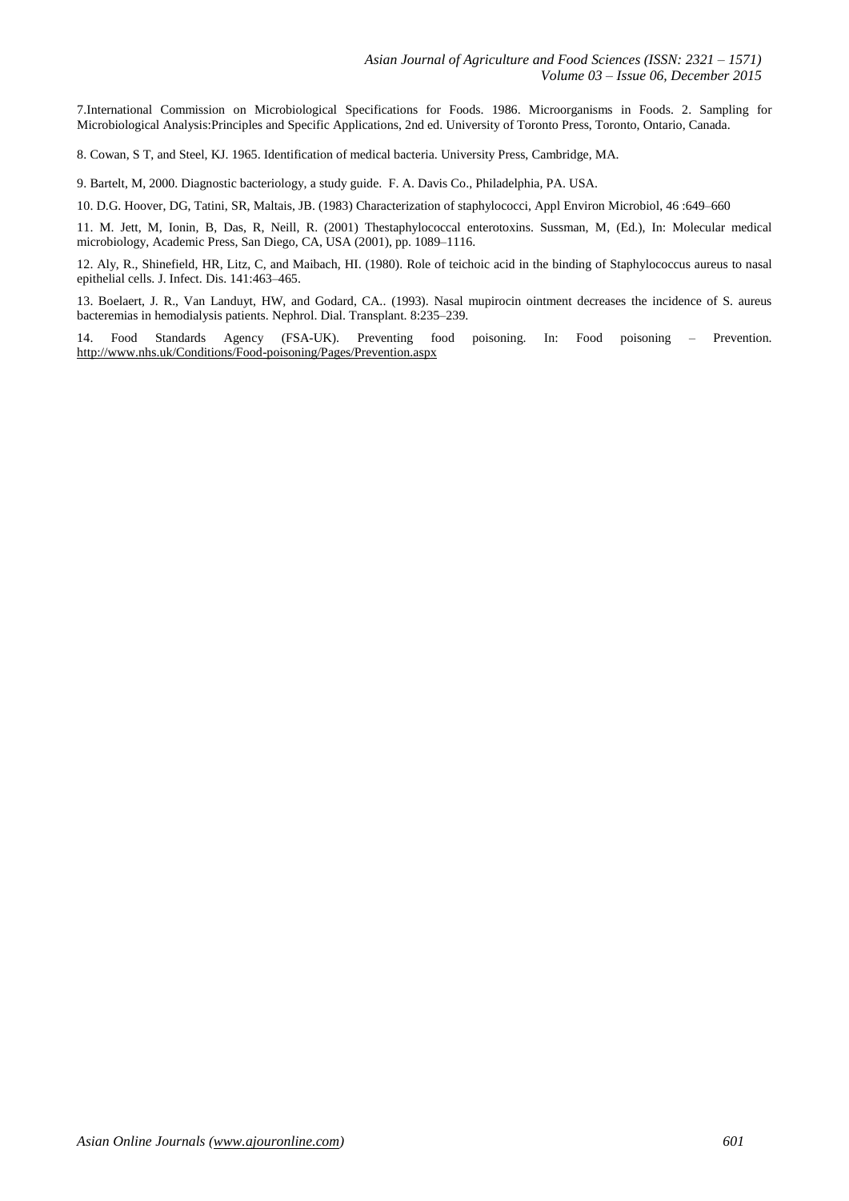7.International Commission on Microbiological Specifications for Foods. 1986. Microorganisms in Foods. 2. Sampling for Microbiological Analysis:Principles and Specific Applications, 2nd ed. University of Toronto Press, Toronto, Ontario, Canada.

8. Cowan, S T, and Steel, KJ. 1965. Identification of medical bacteria. University Press, Cambridge, MA.

9. Bartelt, M, 2000. Diagnostic bacteriology, a study guide. F. A. Davis Co., Philadelphia, PA. USA.

10. D.G. Hoover, DG, Tatini, SR, Maltais, JB. (1983) Characterization of staphylococci, Appl Environ Microbiol, 46 :649–660

11. M. Jett, M, Ionin, B, Das, R, Neill, R. (2001) Thestaphylococcal enterotoxins. Sussman, M, (Ed.), In: Molecular medical microbiology, Academic Press, San Diego, CA, USA (2001), pp. 1089–1116.

12. Aly, R., Shinefield, HR, Litz, C, and Maibach, HI. (1980). Role of teichoic acid in the binding of Staphylococcus aureus to nasal epithelial cells. J. Infect. Dis. 141:463–465.

13. Boelaert, J. R., Van Landuyt, HW, and Godard, CA.. (1993). Nasal mupirocin ointment decreases the incidence of S. aureus bacteremias in hemodialysis patients. Nephrol. Dial. Transplant. 8:235–239.

14. Food Standards Agency (FSA-UK). Preventing food poisoning. In: Food poisoning – Prevention. http://www.nhs.uk/Conditions/Food-poisoning/Pages/Prevention.aspx